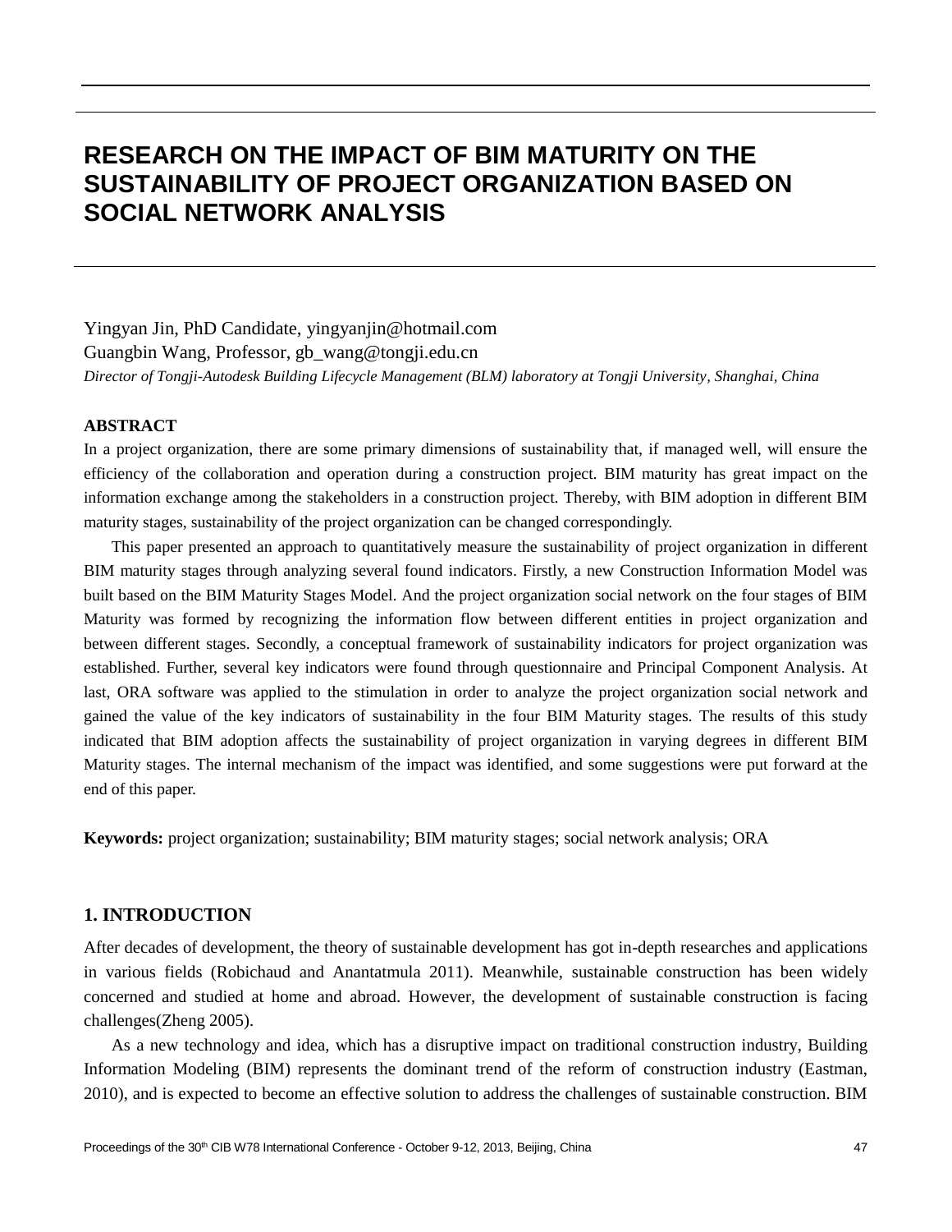# RESEARCH ON THE IMPACT OF BIM MATURITY ON THE SUSTAINABILITY OF PROJECT ORGANIZATION BASED ON SOCIAL NETWORK ANALYSIS

Yingyan Jin, PhD Candidate, yingyanjin@hotmail.com
Guangbin Wang, Professor, gb_wang@tongji.edu.cn
*Director of Tongji-Autodesk Building Lifecycle Management (BLM) laboratory at Tongji University, Shanghai, China*

## ABSTRACT

In a project organization, there are some primary dimensions of sustainability that, if managed well, will ensure the efficiency of the collaboration and operation during a construction project. BIM maturity has great impact on the information exchange among the stakeholders in a construction project. Thereby, with BIM adoption in different BIM maturity stages, sustainability of the project organization can be changed correspondingly.

This paper presented an approach to quantitatively measure the sustainability of project organization in different BIM maturity stages through analyzing several found indicators. Firstly, a new Construction Information Model was built based on the BIM Maturity Stages Model. And the project organization social network on the four stages of BIM Maturity was formed by recognizing the information flow between different entities in project organization and between different stages. Secondly, a conceptual framework of sustainability indicators for project organization was established. Further, several key indicators were found through questionnaire and Principal Component Analysis. At last, ORA software was applied to the stimulation in order to analyze the project organization social network and gained the value of the key indicators of sustainability in the four BIM Maturity stages. The results of this study indicated that BIM adoption affects the sustainability of project organization in varying degrees in different BIM Maturity stages. The internal mechanism of the impact was identified, and some suggestions were put forward at the end of this paper.

**Keywords:** project organization; sustainability; BIM maturity stages; social network analysis; ORA

## 1. INTRODUCTION

After decades of development, the theory of sustainable development has got in-depth researches and applications in various fields (Robichaud and Anantatmula 2011). Meanwhile, sustainable construction has been widely concerned and studied at home and abroad. However, the development of sustainable construction is facing challenges(Zheng 2005).

As a new technology and idea, which has a disruptive impact on traditional construction industry, Building Information Modeling (BIM) represents the dominant trend of the reform of construction industry (Eastman, 2010), and is expected to become an effective solution to address the challenges of sustainable construction. BIM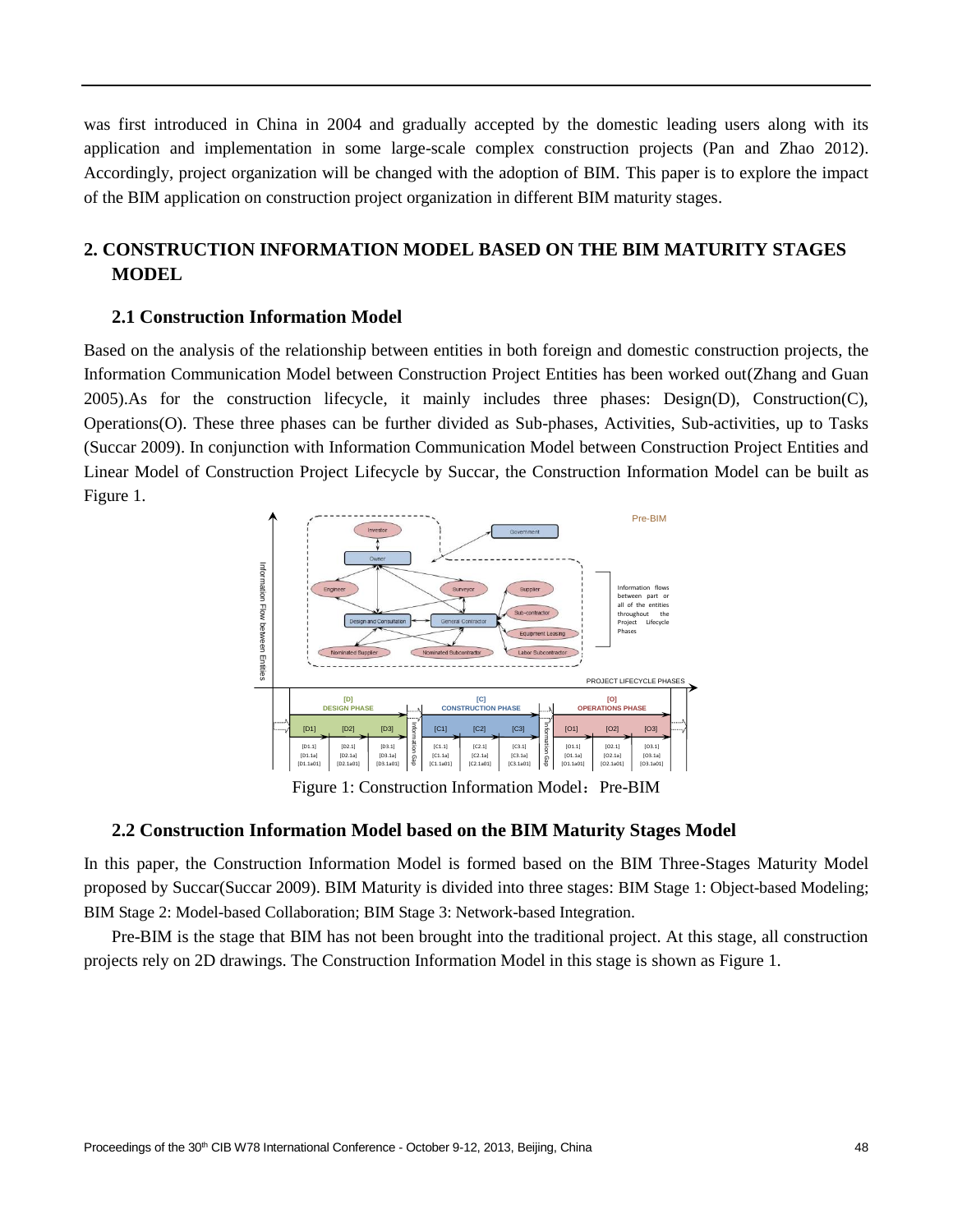was first introduced in China in 2004 and gradually accepted by the domestic leading users along with its application and implementation in some large-scale complex construction projects (Pan and Zhao 2012). Accordingly, project organization will be changed with the adoption of BIM. This paper is to explore the impact of the BIM application on construction project organization in different BIM maturity stages.

## 2. CONSTRUCTION INFORMATION MODEL BASED ON THE BIM MATURITY STAGES MODEL

### 2.1 Construction Information Model

Based on the analysis of the relationship between entities in both foreign and domestic construction projects, the Information Communication Model between Construction Project Entities has been worked out(Zhang and Guan 2005).As for the construction lifecycle, it mainly includes three phases: Design(D), Construction(C), Operations(O). These three phases can be further divided as Sub-phases, Activities, Sub-activities, up to Tasks (Succar 2009). In conjunction with Information Communication Model between Construction Project Entities and Linear Model of Construction Project Lifecycle by Succar, the Construction Information Model can be built as Figure 1.

Figure 1: Construction Information Model：Pre-BIM

### 2.2 Construction Information Model based on the BIM Maturity Stages Model

In this paper, the Construction Information Model is formed based on the BIM Three-Stages Maturity Model proposed by Succar(Succar 2009). BIM Maturity is divided into three stages: BIM Stage 1: Object-based Modeling; BIM Stage 2: Model-based Collaboration; BIM Stage 3: Network-based Integration.

Pre-BIM is the stage that BIM has not been brought into the traditional project. At this stage, all construction projects rely on 2D drawings. The Construction Information Model in this stage is shown as Figure 1.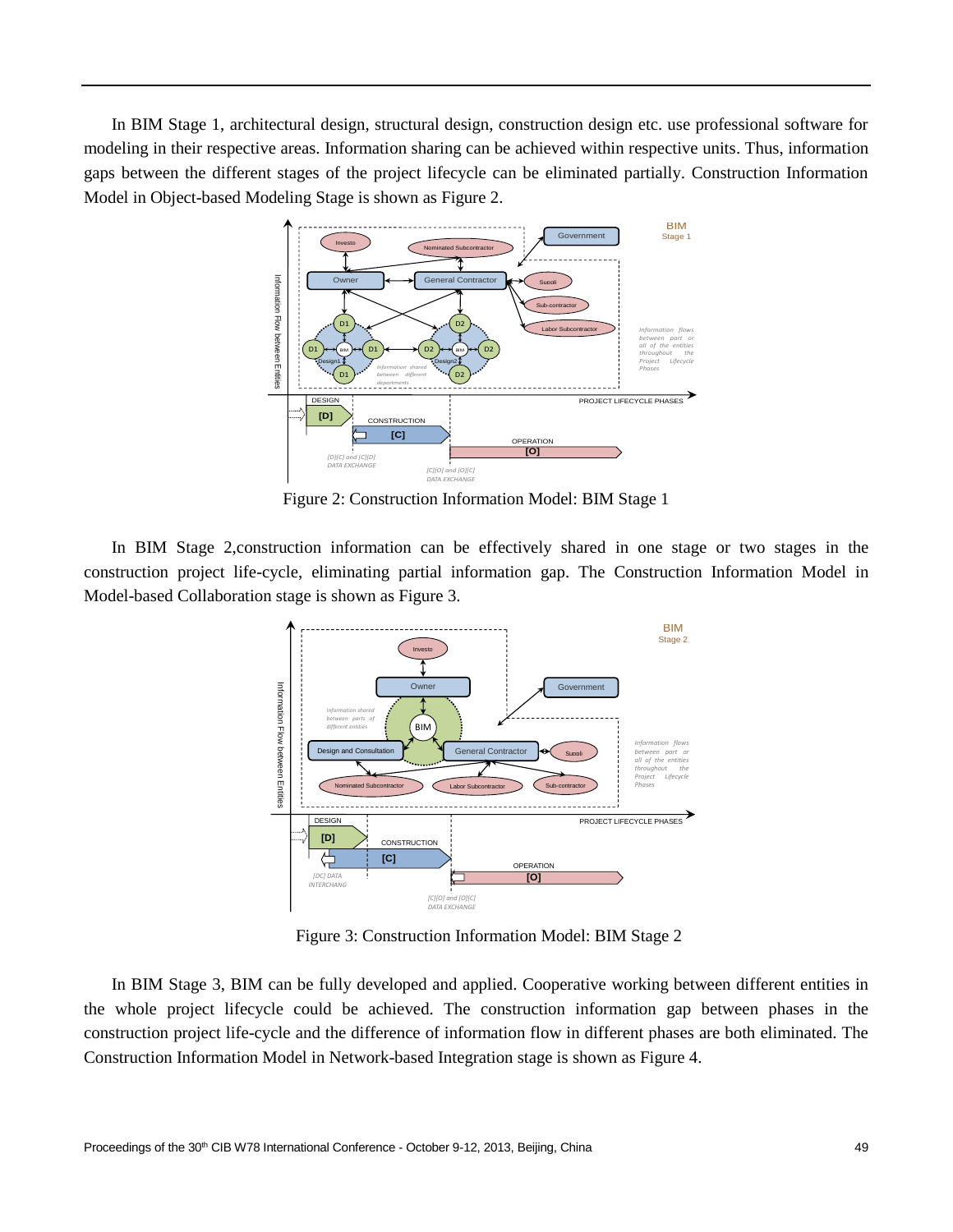In BIM Stage 1, architectural design, structural design, construction design etc. use professional software for modeling in their respective areas. Information sharing can be achieved within respective units. Thus, information gaps between the different stages of the project lifecycle can be eliminated partially. Construction Information Model in Object-based Modeling Stage is shown as Figure 2.

Figure 2: Construction Information Model: BIM Stage 1

In BIM Stage 2,construction information can be effectively shared in one stage or two stages in the construction project life-cycle, eliminating partial information gap. The Construction Information Model in Model-based Collaboration stage is shown as Figure 3.

Figure 3: Construction Information Model: BIM Stage 2

In BIM Stage 3, BIM can be fully developed and applied. Cooperative working between different entities in the whole project lifecycle could be achieved. The construction information gap between phases in the construction project life-cycle and the difference of information flow in different phases are both eliminated. The Construction Information Model in Network-based Integration stage is shown as Figure 4.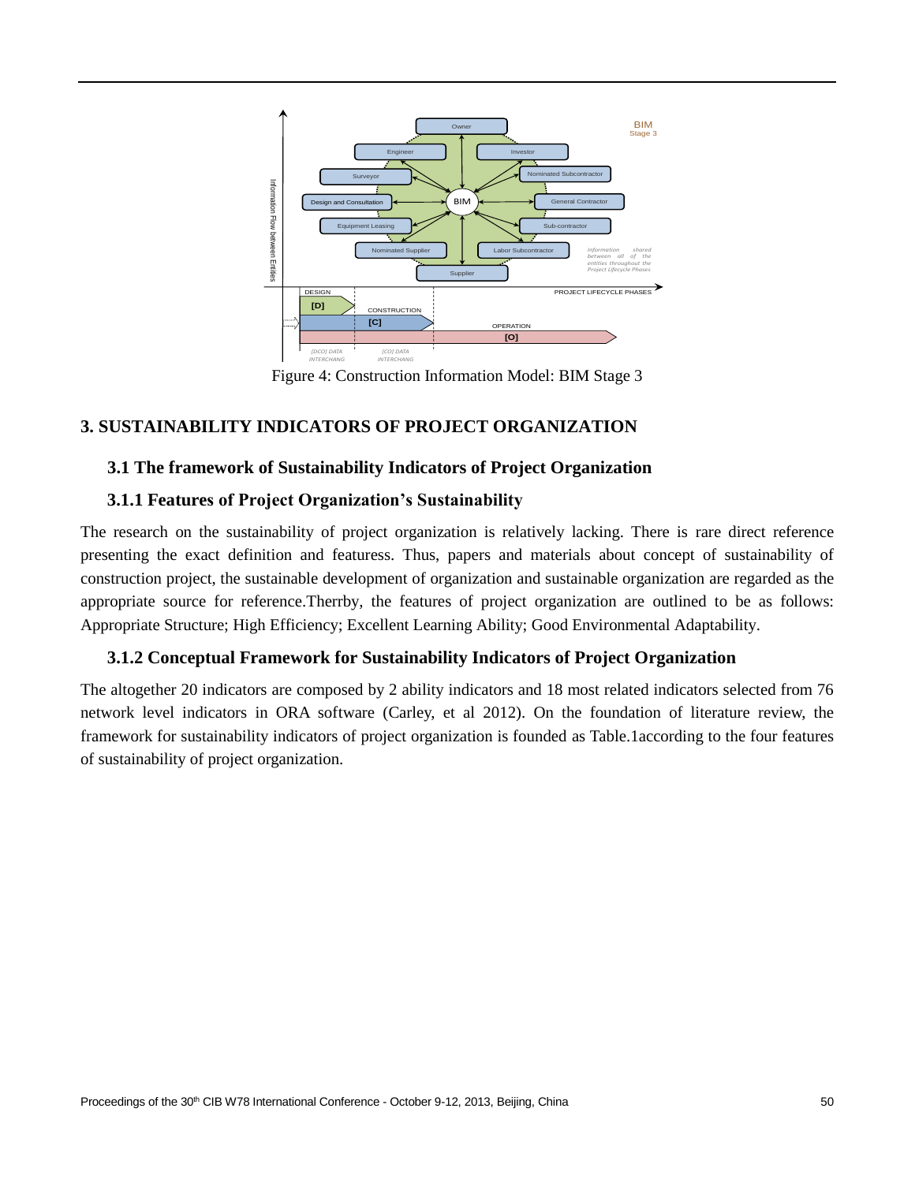Figure 4: Construction Information Model: BIM Stage 3

# 3. SUSTAINABILITY INDICATORS OF PROJECT ORGANIZATION

## 3.1 The framework of Sustainability Indicators of Project Organization

### 3.1.1 Features of Project Organization's Sustainability

The research on the sustainability of project organization is relatively lacking. There is rare direct reference presenting the exact definition and featuress. Thus, papers and materials about concept of sustainability of construction project, the sustainable development of organization and sustainable organization are regarded as the appropriate source for reference.Therrby, the features of project organization are outlined to be as follows: Appropriate Structure; High Efficiency; Excellent Learning Ability; Good Environmental Adaptability.

### 3.1.2 Conceptual Framework for Sustainability Indicators of Project Organization

The altogether 20 indicators are composed by 2 ability indicators and 18 most related indicators selected from 76 network level indicators in ORA software (Carley, et al 2012). On the foundation of literature review, the framework for sustainability indicators of project organization is founded as Table.1according to the four features of sustainability of project organization.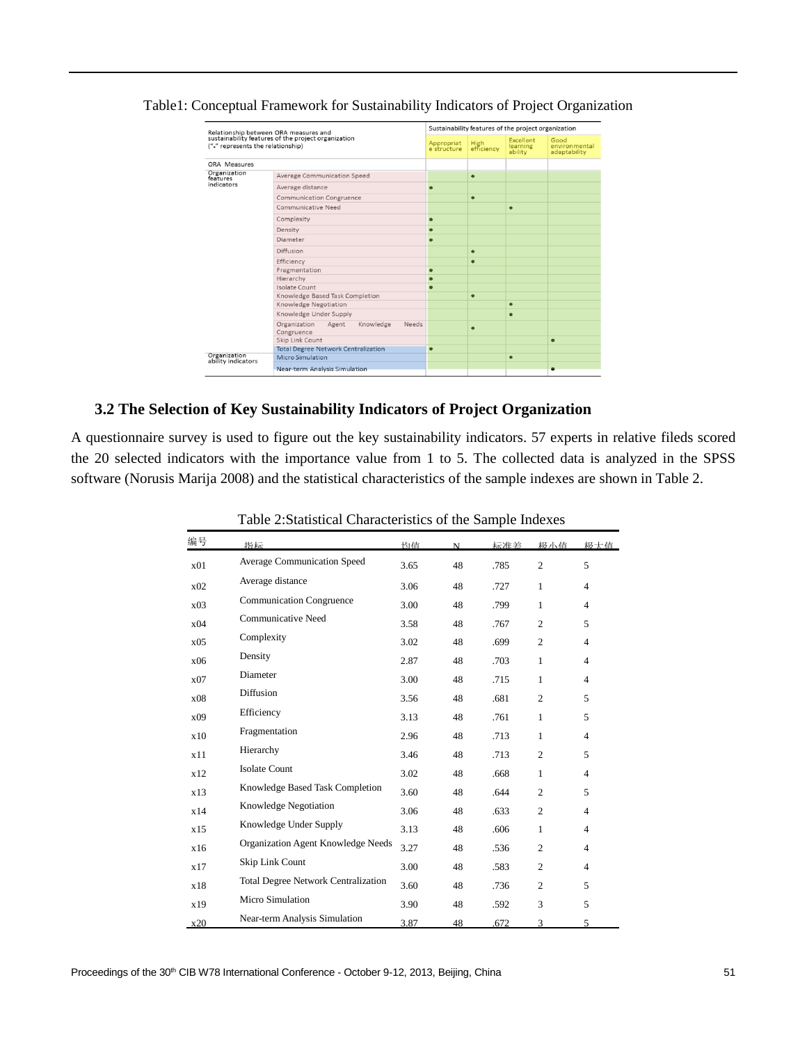Table1: Conceptual Framework for Sustainability Indicators of Project Organization

| Relationship between ORA measures and sustainability features of the project organization ("•" represents the relationship) | | Sustainability features of the project organization | | | |
|---|---|---|---|---|---|
| | | Appropriate structure | High efficiency | Excellent learning ability | Good environmental adaptability |
| ORA Measures | | | | | |
| Organization features indicators | Average Communication Speed | | • | | |
| | Average distance | • | | | |
| | Communication Congruence | | • | | |
| | Communicative Need | | | • | |
| | Complexity | • | | | |
| | Density | • | | | |
| | Diameter | • | | | |
| | Diffusion | | • | | |
| | Efficiency | | • | | |
| | Fragmentation | • | | | |
| | Hierarchy | • | | | |
| | Isolate Count | • | | | |
| | Knowledge Based Task Completion | | • | | |
| | Knowledge Negotiation | | | • | |
| | Knowledge Under Supply | | | • | |
| | Organization Agent Knowledge Needs Congruence | | • | | |
| | Skip Link Count | | | | • |
| | Total Degree Network Centralization | • | | | |
| Organization ability indicators | Micro Simulation | | | • | |
| | Near-term Analysis Simulation | | | | • |

### 3.2 The Selection of Key Sustainability Indicators of Project Organization

A questionnaire survey is used to figure out the key sustainability indicators. 57 experts in relative fileds scored the 20 selected indicators with the importance value from 1 to 5. The collected data is analyzed in the SPSS software (Norusis Marija 2008) and the statistical characteristics of the sample indexes are shown in Table 2.

Table 2:Statistical Characteristics of the Sample Indexes

| 编号 | 指标 | 均值 | N | 标准差 | 极小值 | 极大值 |
|---|---|---|---|---|---|---|
| x01 | Average Communication Speed | 3.65 | 48 | .785 | 2 | 5 |
| x02 | Average distance | 3.06 | 48 | .727 | 1 | 4 |
| x03 | Communication Congruence | 3.00 | 48 | .799 | 1 | 4 |
| x04 | Communicative Need | 3.58 | 48 | .767 | 2 | 5 |
| x05 | Complexity | 3.02 | 48 | .699 | 2 | 4 |
| x06 | Density | 2.87 | 48 | .703 | 1 | 4 |
| x07 | Diameter | 3.00 | 48 | .715 | 1 | 4 |
| x08 | Diffusion | 3.56 | 48 | .681 | 2 | 5 |
| x09 | Efficiency | 3.13 | 48 | .761 | 1 | 5 |
| x10 | Fragmentation | 2.96 | 48 | .713 | 1 | 4 |
| x11 | Hierarchy | 3.46 | 48 | .713 | 2 | 5 |
| x12 | Isolate Count | 3.02 | 48 | .668 | 1 | 4 |
| x13 | Knowledge Based Task Completion | 3.60 | 48 | .644 | 2 | 5 |
| x14 | Knowledge Negotiation | 3.06 | 48 | .633 | 2 | 4 |
| x15 | Knowledge Under Supply | 3.13 | 48 | .606 | 1 | 4 |
| x16 | Organization Agent Knowledge Needs | 3.27 | 48 | .536 | 2 | 4 |
| x17 | Skip Link Count | 3.00 | 48 | .583 | 2 | 4 |
| x18 | Total Degree Network Centralization | 3.60 | 48 | .736 | 2 | 5 |
| x19 | Micro Simulation | 3.90 | 48 | .592 | 3 | 5 |
| x20 | Near-term Analysis Simulation | 3.87 | 48 | .672 | 3 | 5 |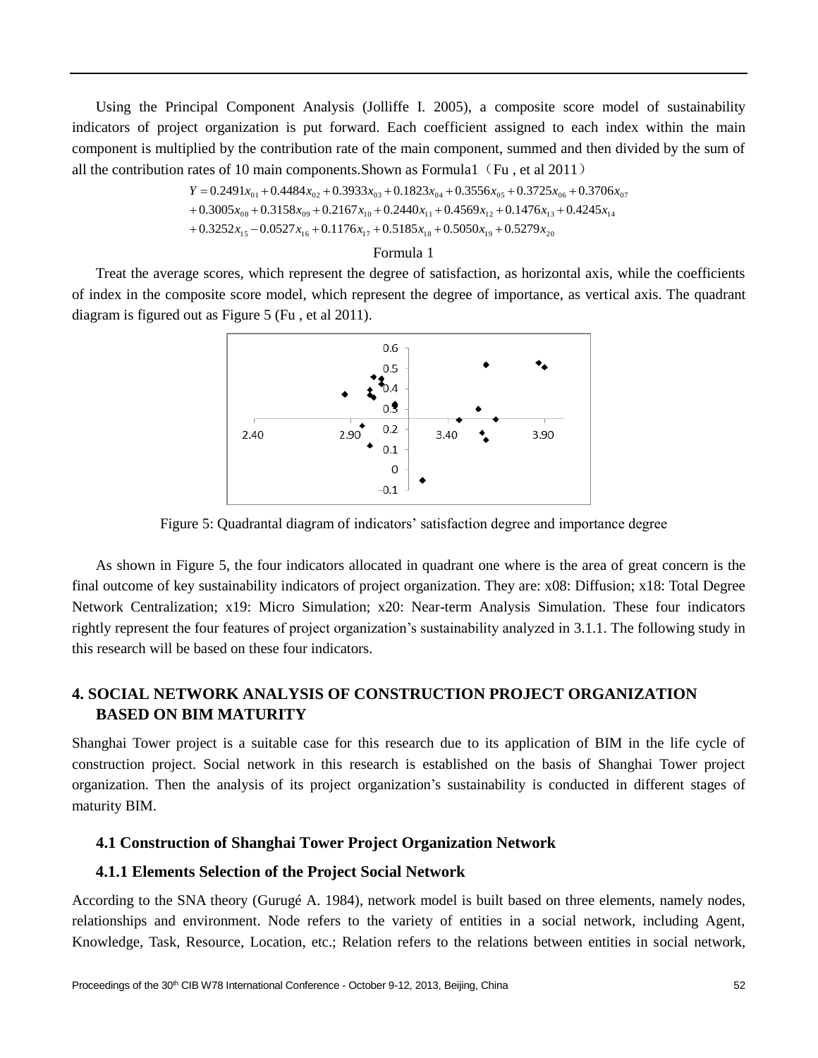Using the Principal Component Analysis (Jolliffe I. 2005), a composite score model of sustainability indicators of project organization is put forward. Each coefficient assigned to each index within the main component is multiplied by the contribution rate of the main component, summed and then divided by the sum of all the contribution rates of 10 main components.Shown as Formula1（Fu , et al 2011）

$$
\begin{aligned}
Y = & 0.2491x_{01} + 0.4484x_{02} + 0.3933x_{03} + 0.1823x_{04} + 0.3556x_{05} + 0.3725x_{06} + 0.3706x_{07} \\
& + 0.3005x_{08} + 0.3158x_{09} + 0.2167x_{10} + 0.2440x_{11} + 0.4569x_{12} + 0.1476x_{13} + 0.4245x_{14} \\
& + 0.3252x_{15} - 0.0527x_{16} + 0.1176x_{17} + 0.5185x_{18} + 0.5050x_{19} + 0.5279x_{20}
\end{aligned}
$$

Formula 1

Treat the average scores, which represent the degree of satisfaction, as horizontal axis, while the coefficients of index in the composite score model, which represent the degree of importance, as vertical axis. The quadrant diagram is figured out as Figure 5 (Fu , et al 2011).

Figure 5: Quadrantal diagram of indicators' satisfaction degree and importance degree

As shown in Figure 5, the four indicators allocated in quadrant one where is the area of great concern is the final outcome of key sustainability indicators of project organization. They are: x08: Diffusion; x18: Total Degree Network Centralization; x19: Micro Simulation; x20: Near-term Analysis Simulation. These four indicators rightly represent the four features of project organization's sustainability analyzed in 3.1.1. The following study in this research will be based on these four indicators.

## 4. SOCIAL NETWORK ANALYSIS OF CONSTRUCTION PROJECT ORGANIZATION BASED ON BIM MATURITY

Shanghai Tower project is a suitable case for this research due to its application of BIM in the life cycle of construction project. Social network in this research is established on the basis of Shanghai Tower project organization. Then the analysis of its project organization's sustainability is conducted in different stages of maturity BIM.

### 4.1 Construction of Shanghai Tower Project Organization Network

### 4.1.1 Elements Selection of the Project Social Network

According to the SNA theory (Gurugé A. 1984), network model is built based on three elements, namely nodes, relationships and environment. Node refers to the variety of entities in a social network, including Agent, Knowledge, Task, Resource, Location, etc.; Relation refers to the relations between entities in social network,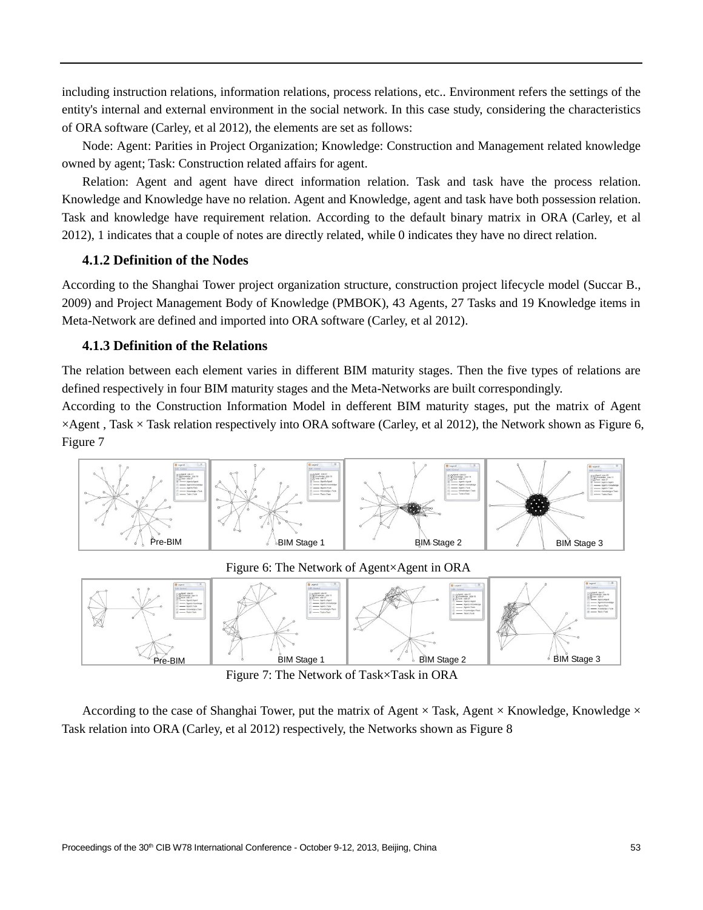including instruction relations, information relations, process relations, etc.. Environment refers the settings of the entity's internal and external environment in the social network. In this case study, considering the characteristics of ORA software (Carley, et al 2012), the elements are set as follows:

Node: Agent: Parities in Project Organization; Knowledge: Construction and Management related knowledge owned by agent; Task: Construction related affairs for agent.

Relation: Agent and agent have direct information relation. Task and task have the process relation. Knowledge and Knowledge have no relation. Agent and Knowledge, agent and task have both possession relation. Task and knowledge have requirement relation. According to the default binary matrix in ORA (Carley, et al 2012), 1 indicates that a couple of notes are directly related, while 0 indicates they have no direct relation.

### 4.1.2 Definition of the Nodes

According to the Shanghai Tower project organization structure, construction project lifecycle model (Succar B., 2009) and Project Management Body of Knowledge (PMBOK), 43 Agents, 27 Tasks and 19 Knowledge items in Meta-Network are defined and imported into ORA software (Carley, et al 2012).

### 4.1.3 Definition of the Relations

The relation between each element varies in different BIM maturity stages. Then the five types of relations are defined respectively in four BIM maturity stages and the Meta-Networks are built correspondingly.

According to the Construction Information Model in defferent BIM maturity stages, put the matrix of Agent ×Agent , Task × Task relation respectively into ORA software (Carley, et al 2012), the Network shown as Figure 6, Figure 7

Pre-BIM BIM Stage 1 BIM Stage 2 BIM Stage 3

Figure 6: The Network of Agent×Agent in ORA

Pre-BIM BIM Stage 1 BIM Stage 2 BIM Stage 3

Figure 7: The Network of Task×Task in ORA

According to the case of Shanghai Tower, put the matrix of Agent × Task, Agent × Knowledge, Knowledge × Task relation into ORA (Carley, et al 2012) respectively, the Networks shown as Figure 8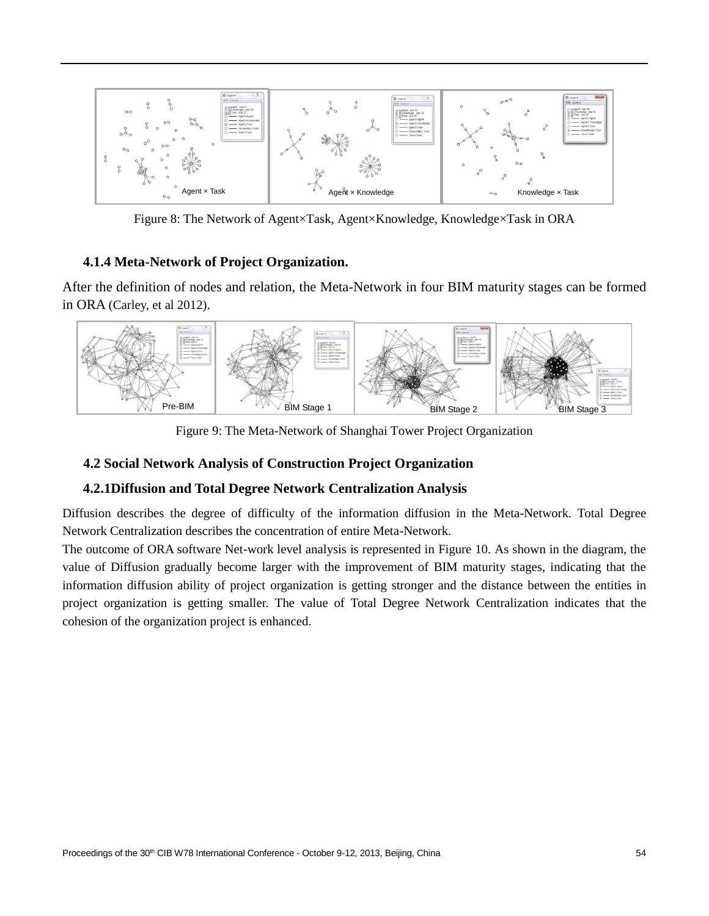Figure 8: The Network of Agent×Task, Agent×Knowledge, Knowledge×Task in ORA

### 4.1.4 Meta-Network of Project Organization.

After the definition of nodes and relation, the Meta-Network in four BIM maturity stages can be formed in ORA (Carley, et al 2012).

Figure 9: The Meta-Network of Shanghai Tower Project Organization

## 4.2 Social Network Analysis of Construction Project Organization

### 4.2.1Diffusion and Total Degree Network Centralization Analysis

Diffusion describes the degree of difficulty of the information diffusion in the Meta-Network. Total Degree Network Centralization describes the concentration of entire Meta-Network.

The outcome of ORA software Net-work level analysis is represented in Figure 10. As shown in the diagram, the value of Diffusion gradually become larger with the improvement of BIM maturity stages, indicating that the information diffusion ability of project organization is getting stronger and the distance between the entities in project organization is getting smaller. The value of Total Degree Network Centralization indicates that the cohesion of the organization project is enhanced.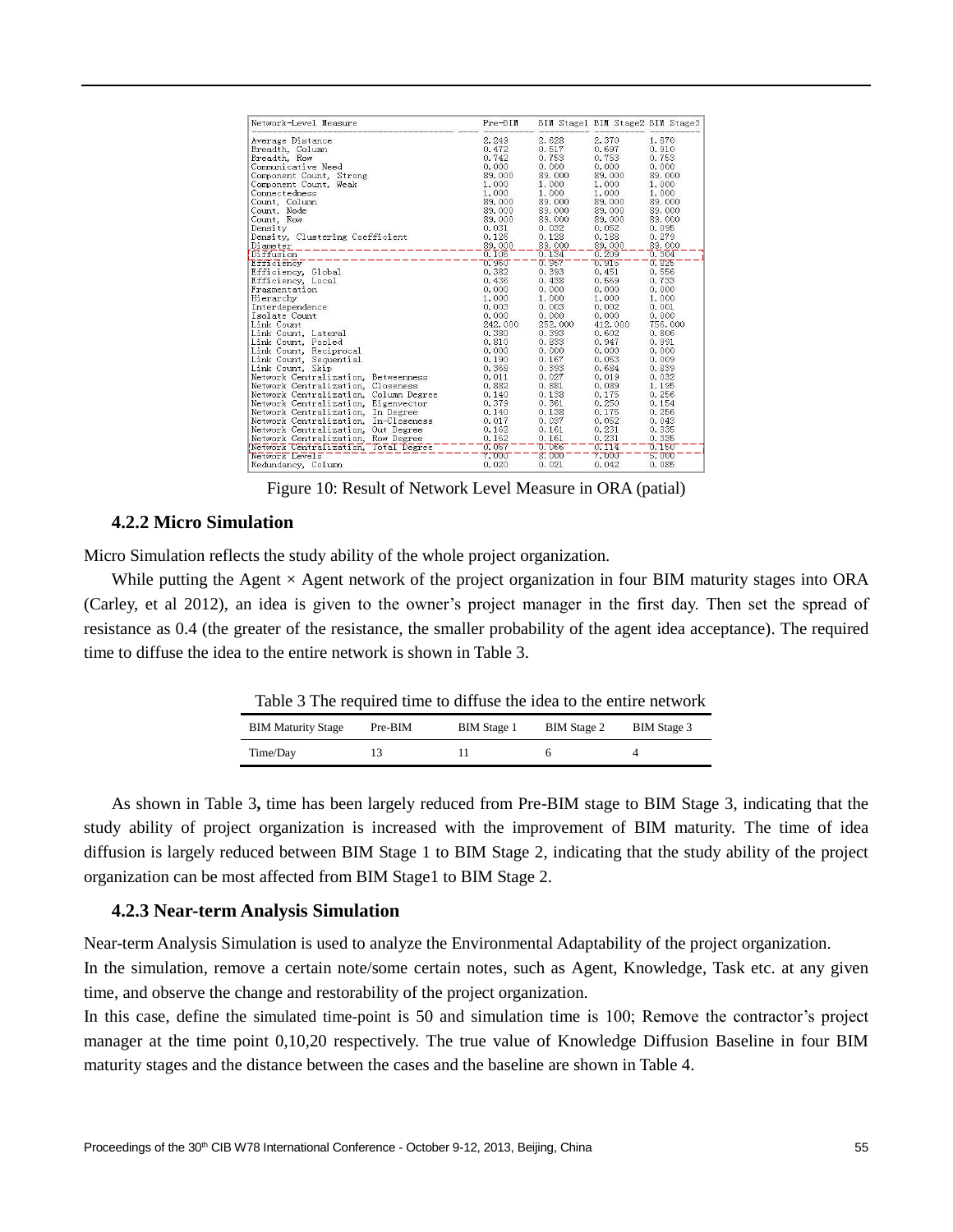| Network-Level Measure | Pre-BIM | BIM Stage1 | BIM Stage2 | BIM Stage3 |
|---|---|---|---|---|
| Average Distance | 2.249 | 2.528 | 2.370 | 1.870 |
| Breadth, Column | 0.472 | 0.517 | 0.697 | 0.910 |
| Breadth, Row | 0.742 | 0.753 | 0.753 | 0.753 |
| Communicative Need | 0.000 | 0.000 | 0.000 | 0.000 |
| Component Count, Strong | 89.000 | 89.000 | 89.000 | 89.000 |
| Component Count, Weak | 1.000 | 1.000 | 1.000 | 1.000 |
| Connectedness | 1.000 | 1.000 | 1.000 | 1.000 |
| Count, Column | 89.000 | 89.000 | 89.000 | 89.000 |
| Count, Node | 89.000 | 89.000 | 89.000 | 89.000 |
| Count, Row | 89.000 | 89.000 | 89.000 | 89.000 |
| Density | 0.031 | 0.032 | 0.052 | 0.095 |
| Density, Clustering Coefficient | 0.126 | 0.128 | 0.188 | 0.279 |
| Diameter | 89.000 | 89.000 | 89.000 | 89.000 |
| Diffusion | 0.108 | 0.134 | 0.209 | 0.304 |
| Efficiency | 0.950 | 0.957 | 0.915 | 0.825 |
| Efficiency, Global | 0.382 | 0.393 | 0.451 | 0.556 |
| Efficiency, Local | 0.436 | 0.438 | 0.569 | 0.733 |
| Fragmentation | 0.000 | 0.000 | 0.000 | 0.000 |
| Hierarchy | 1.000 | 1.000 | 1.000 | 1.000 |
| Interdependence | 0.003 | 0.003 | 0.002 | 0.001 |
| Isolate Count | 0.000 | 0.000 | 0.000 | 0.000 |
| Link Count | 242.000 | 252.000 | 412.000 | 756.000 |
| Link Count, Lateral | 0.380 | 0.393 | 0.602 | 0.806 |
| Link Count, Pooled | 0.810 | 0.833 | 0.947 | 0.991 |
| Link Count, Reciprocal | 0.000 | 0.000 | 0.000 | 0.000 |
| Link Count, Sequential | 0.190 | 0.167 | 0.053 | 0.009 |
| Link Count, Skip | 0.368 | 0.393 | 0.684 | 0.839 |
| Network Centralization, Betweenness | 0.011 | 0.027 | 0.019 | 0.032 |
| Network Centralization, Closeness | 0.882 | 0.881 | 0.089 | 1.195 |
| Network Centralization, Column Degree | 0.140 | 0.138 | 0.175 | 0.256 |
| Network Centralization, Eigenvector | 0.373 | 0.361 | 0.250 | 0.154 |
| Network Centralization, In Degree | 0.140 | 0.138 | 0.175 | 0.256 |
| Network Centralization, In-Closeness | 0.017 | 0.037 | 0.052 | 0.043 |
| Network Centralization, Out Degree | 0.162 | 0.161 | 0.231 | 0.335 |
| Network Centralization, Row Degree | 0.162 | 0.161 | 0.231 | 0.335 |
| Network Centralization, Total Degree | 0.067 | 0.066 | 0.114 | 0.150 |
| Network Levels | 7.000 | 8.000 | 7.000 | 5.000 |
| Redundancy, Column | 0.020 | 0.021 | 0.042 | 0.085 |

Figure 10: Result of Network Level Measure in ORA (patial)

### 4.2.2 Micro Simulation

Micro Simulation reflects the study ability of the whole project organization.

While putting the Agent × Agent network of the project organization in four BIM maturity stages into ORA (Carley, et al 2012), an idea is given to the owner's project manager in the first day. Then set the spread of resistance as 0.4 (the greater of the resistance, the smaller probability of the agent idea acceptance). The required time to diffuse the idea to the entire network is shown in Table 3.

Table 3 The required time to diffuse the idea to the entire network

| BIM Maturity Stage | Pre-BIM | BIM Stage 1 | BIM Stage 2 | BIM Stage 3 |
|---|---|---|---|---|
| Time/Day | 13 | 11 | 6 | 4 |

As shown in Table 3**,** time has been largely reduced from Pre-BIM stage to BIM Stage 3, indicating that the study ability of project organization is increased with the improvement of BIM maturity. The time of idea diffusion is largely reduced between BIM Stage 1 to BIM Stage 2, indicating that the study ability of the project organization can be most affected from BIM Stage1 to BIM Stage 2.

### 4.2.3 Near-term Analysis Simulation

Near-term Analysis Simulation is used to analyze the Environmental Adaptability of the project organization.

In the simulation, remove a certain note/some certain notes, such as Agent, Knowledge, Task etc. at any given time, and observe the change and restorability of the project organization.

In this case, define the simulated time-point is 50 and simulation time is 100; Remove the contractor's project manager at the time point 0,10,20 respectively. The true value of Knowledge Diffusion Baseline in four BIM maturity stages and the distance between the cases and the baseline are shown in Table 4.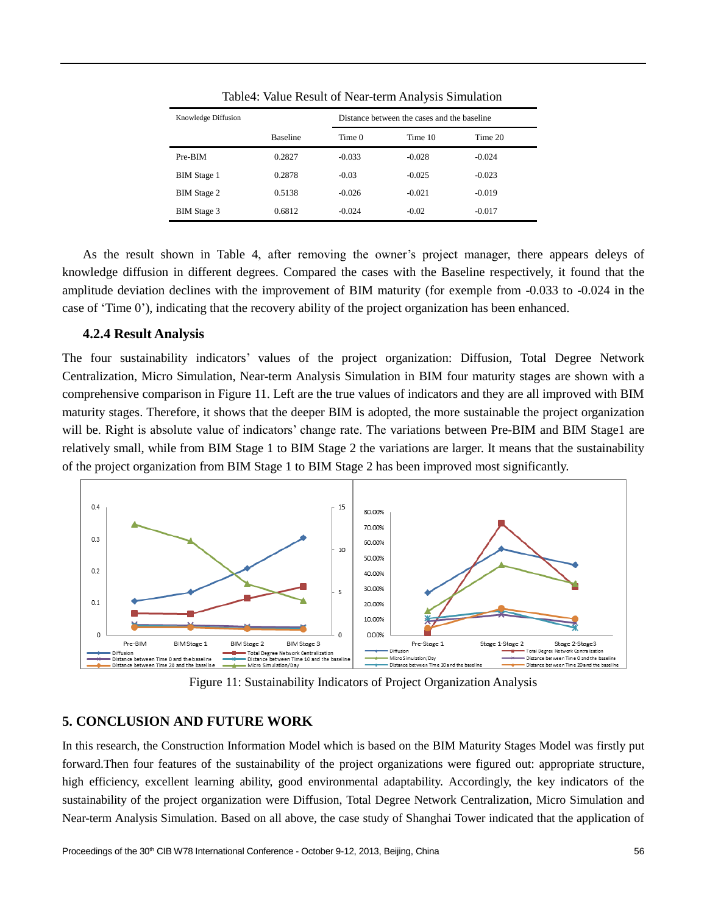Table4: Value Result of Near-term Analysis Simulation

| Knowledge Diffusion | | Distance between the cases and the baseline | | |
|---|---|---|---|---|
| | Baseline | Time 0 | Time 10 | Time 20 |
| Pre-BIM | 0.2827 | -0.033 | -0.028 | -0.024 |
| BIM Stage 1 | 0.2878 | -0.03 | -0.025 | -0.023 |
| BIM Stage 2 | 0.5138 | -0.026 | -0.021 | -0.019 |
| BIM Stage 3 | 0.6812 | -0.024 | -0.02 | -0.017 |

As the result shown in Table 4, after removing the owner's project manager, there appears deleys of knowledge diffusion in different degrees. Compared the cases with the Baseline respectively, it found that the amplitude deviation declines with the improvement of BIM maturity (for exemple from -0.033 to -0.024 in the case of 'Time 0'), indicating that the recovery ability of the project organization has been enhanced.

### 4.2.4 Result Analysis

The four sustainability indicators' values of the project organization: Diffusion, Total Degree Network Centralization, Micro Simulation, Near-term Analysis Simulation in BIM four maturity stages are shown with a comprehensive comparison in Figure 11. Left are the true values of indicators and they are all improved with BIM maturity stages. Therefore, it shows that the deeper BIM is adopted, the more sustainable the project organization will be. Right is absolute value of indicators' change rate. The variations between Pre-BIM and BIM Stage1 are relatively small, while from BIM Stage 1 to BIM Stage 2 the variations are larger. It means that the sustainability of the project organization from BIM Stage 1 to BIM Stage 2 has been improved most significantly.

Figure 11: Sustainability Indicators of Project Organization Analysis

## 5. CONCLUSION AND FUTURE WORK

In this research, the Construction Information Model which is based on the BIM Maturity Stages Model was firstly put forward.Then four features of the sustainability of the project organizations were figured out: appropriate structure, high efficiency, excellent learning ability, good environmental adaptability. Accordingly, the key indicators of the sustainability of the project organization were Diffusion, Total Degree Network Centralization, Micro Simulation and Near-term Analysis Simulation. Based on all above, the case study of Shanghai Tower indicated that the application of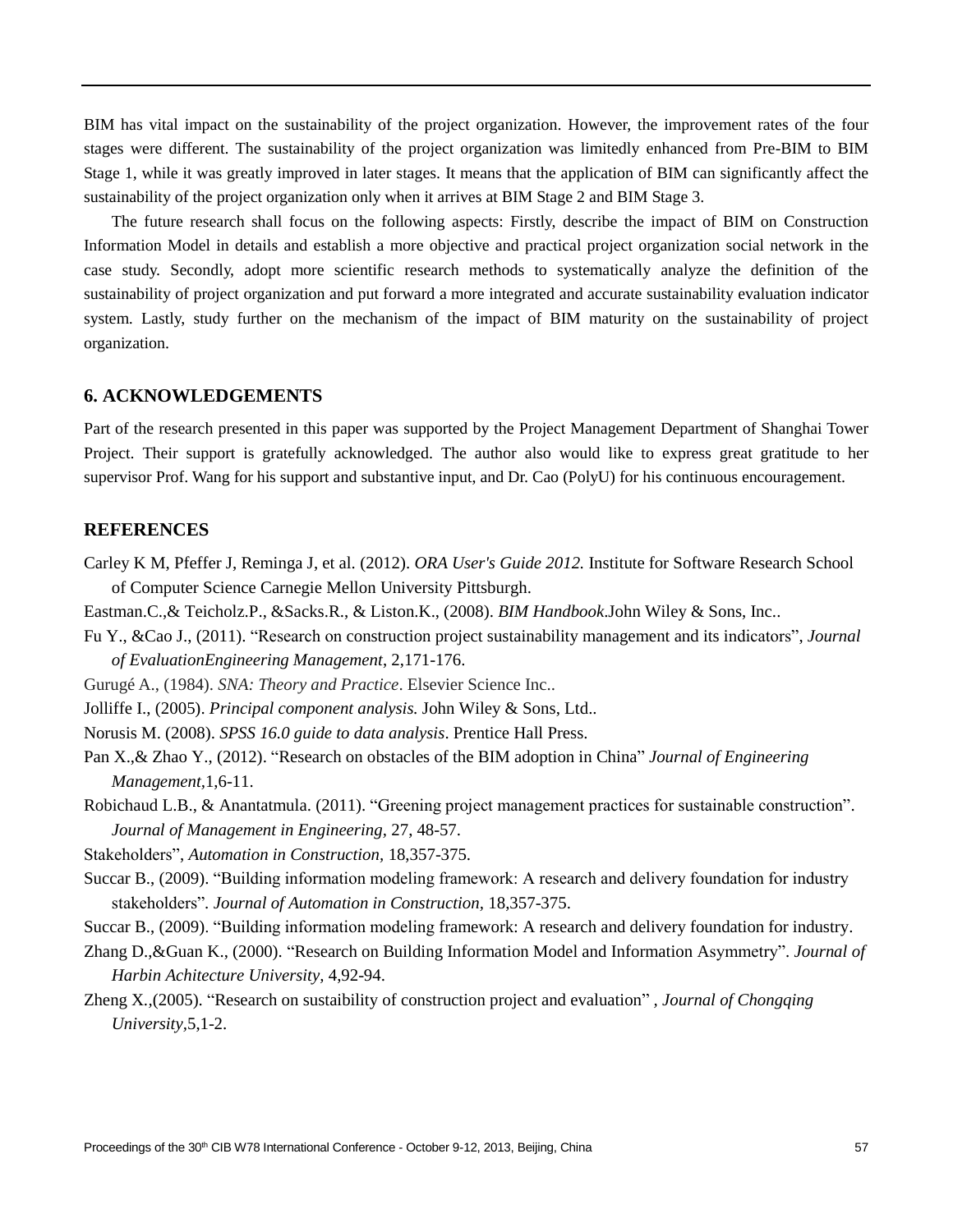BIM has vital impact on the sustainability of the project organization. However, the improvement rates of the four stages were different. The sustainability of the project organization was limitedly enhanced from Pre-BIM to BIM Stage 1, while it was greatly improved in later stages. It means that the application of BIM can significantly affect the sustainability of the project organization only when it arrives at BIM Stage 2 and BIM Stage 3.

The future research shall focus on the following aspects: Firstly, describe the impact of BIM on Construction Information Model in details and establish a more objective and practical project organization social network in the case study. Secondly, adopt more scientific research methods to systematically analyze the definition of the sustainability of project organization and put forward a more integrated and accurate sustainability evaluation indicator system. Lastly, study further on the mechanism of the impact of BIM maturity on the sustainability of project organization.

## 6. ACKNOWLEDGEMENTS

Part of the research presented in this paper was supported by the Project Management Department of Shanghai Tower Project. Their support is gratefully acknowledged. The author also would like to express great gratitude to her supervisor Prof. Wang for his support and substantive input, and Dr. Cao (PolyU) for his continuous encouragement.

## REFERENCES

Carley K M, Pfeffer J, Reminga J, et al. (2012). *ORA User's Guide 2012.* Institute for Software Research School of Computer Science Carnegie Mellon University Pittsburgh.

Eastman.C.,& Teicholz.P., &Sacks.R., & Liston.K., (2008). *BIM Handbook*.John Wiley & Sons, Inc..

Fu Y., &Cao J., (2011). "Research on construction project sustainability management and its indicators", *Journal of EvaluationEngineering Management*, 2,171-176.

Gurugé A., (1984). *SNA: Theory and Practice*. Elsevier Science Inc..

Jolliffe I., (2005). *Principal component analysis.* John Wiley & Sons, Ltd..

Norusis M. (2008). *SPSS 16.0 guide to data analysis*. Prentice Hall Press.

Pan X.,& Zhao Y., (2012). "Research on obstacles of the BIM adoption in China" *Journal of Engineering Management*,1,6-11.

Robichaud L.B., & Anantatmula. (2011). "Greening project management practices for sustainable construction". *Journal of Management in Engineering*, 27, 48-57.

Stakeholders", *Automation in Construction,* 18,357-375.

Succar B., (2009). "Building information modeling framework: A research and delivery foundation for industry stakeholders". *Journal of Automation in Construction*, 18,357-375.

Succar B., (2009). "Building information modeling framework: A research and delivery foundation for industry.

Zhang D.,&Guan K., (2000). "Research on Building Information Model and Information Asymmetry". *Journal of Harbin Achitecture University*, 4,92-94.

Zheng X.,(2005). "Research on sustaibility of construction project and evaluation" , *Journal of Chongqing University*,5,1-2.